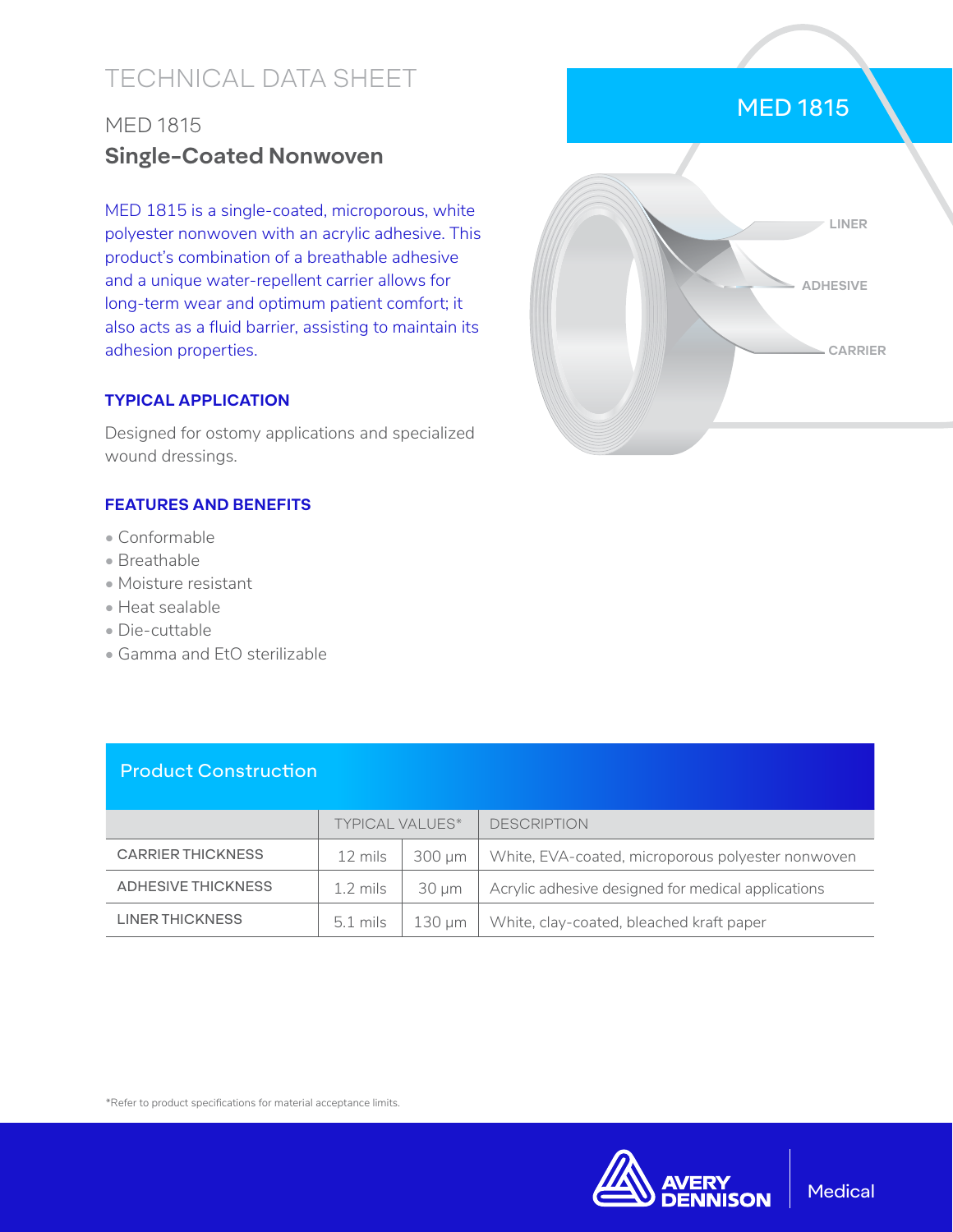# TECHNICAL DATA SHEET

## MED 1815

## **Single-Coated Nonwoven**

MED 1815 is a single-coated, microporous, white polyester nonwoven with an acrylic adhesive. This product's combination of a breathable adhesive and a unique water-repellent carrier allows for long-term wear and optimum patient comfort; it also acts as a fluid barrier, assisting to maintain its adhesion properties.

### TYPICAL APPLICATION

Designed for ostomy applications and specialized wound dressings.

### FEATURES AND BENEFITS

- Conformable
- Breathable
- Moisture resistant
- Heat sealable
- Die-cuttable
- Gamma and EtO sterilizable

### Product Construction

| | TYPICAL VALUES* | | DESCRIPTION |
|---|---|---|---|
| CARRIER THICKNESS | 12 mils | 300 µm | White, EVA-coated, microporous polyester nonwoven |
| ADHESIVE THICKNESS | 1.2 mils | 30 µm | Acrylic adhesive designed for medical applications |
| LINER THICKNESS | 5.1 mils | 130 µm | White, clay-coated, bleached kraft paper |

*Refer to product specifications for material acceptance limits.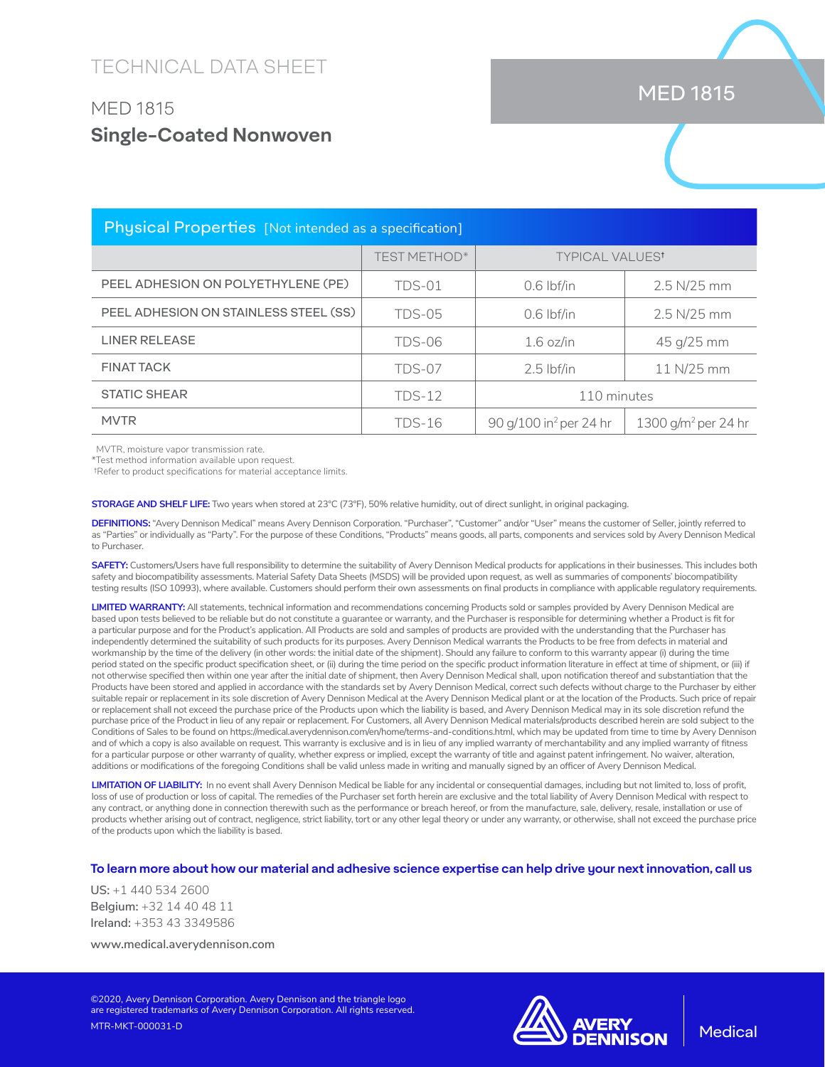# TECHNICAL DATA SHEET

## MED 1815

## Single-Coated Nonwoven

MED 1815

| Physical Properties [Not intended as a specification] | | | |
|---|---|---|---|
| | TEST METHOD* | TYPICAL VALUES† | |
| PEEL ADHESION ON POLYETHYLENE (PE) | TDS-01 | 0.6 lbf/in | 2.5 N/25 mm |
| PEEL ADHESION ON STAINLESS STEEL (SS) | TDS-05 | 0.6 lbf/in | 2.5 N/25 mm |
| LINER RELEASE | TDS-06 | 1.6 oz/in | 45 g/25 mm |
| FINAT TACK | TDS-07 | 2.5 lbf/in | 11 N/25 mm |
| STATIC SHEAR | TDS-12 | 110 minutes | |
| MVTR | TDS-16 | 90 g/100 $in^2$ per 24 hr | 1300 $g/m^2$ per 24 hr |

MVTR, moisture vapor transmission rate.
*Test method information available upon request.
†Refer to product specifications for material acceptance limits.

**STORAGE AND SHELF LIFE:** Two years when stored at 23°C (73°F), 50% relative humidity, out of direct sunlight, in original packaging.

**DEFINITIONS:** "Avery Dennison Medical" means Avery Dennison Corporation. "Purchaser", "Customer" and/or "User" means the customer of Seller, jointly referred to as "Parties" or individually as "Party". For the purpose of these Conditions, "Products" means goods, all parts, components and services sold by Avery Dennison Medical to Purchaser.

**SAFETY:** Customers/Users have full responsibility to determine the suitability of Avery Dennison Medical products for applications in their businesses. This includes both safety and biocompatibility assessments. Material Safety Data Sheets (MSDS) will be provided upon request, as well as summaries of components' biocompatibility testing results (ISO 10993), where available. Customers should perform their own assessments on final products in compliance with applicable regulatory requirements.

**LIMITED WARRANTY:** All statements, technical information and recommendations concerning Products sold or samples provided by Avery Dennison Medical are based upon tests believed to be reliable but do not constitute a guarantee or warranty, and the Purchaser is responsible for determining whether a Product is fit for a particular purpose and for the Product's application. All Products are sold and samples of products are provided with the understanding that the Purchaser has independently determined the suitability of such products for its purposes. Avery Dennison Medical warrants the Products to be free from defects in material and workmanship by the time of the delivery (in other words: the initial date of the shipment). Should any failure to conform to this warranty appear (i) during the time period stated on the specific product specification sheet, or (ii) during the time period on the specific product information literature in effect at time of shipment, or (iii) if not otherwise specified then within one year after the initial date of shipment, then Avery Dennison Medical shall, upon notification thereof and substantiation that the Products have been stored and applied in accordance with the standards set by Avery Dennison Medical, correct such defects without charge to the Purchaser by either suitable repair or replacement in its sole discretion of Avery Dennison Medical at the Avery Dennison Medical plant or at the location of the Products. Such price of repair or replacement shall not exceed the purchase price of the Products upon which the liability is based, and Avery Dennison Medical may in its sole discretion refund the purchase price of the Product in lieu of any repair or replacement. For Customers, all Avery Dennison Medical materials/products described herein are sold subject to the Conditions of Sales to be found on https://medical.averydennison.com/en/home/terms-and-conditions.html, which may be updated from time to time by Avery Dennison and of which a copy is also available on request. This warranty is exclusive and is in lieu of any implied warranty of merchantability and any implied warranty of fitness for a particular purpose or other warranty of quality, whether express or implied, except the warranty of title and against patent infringement. No waiver, alteration, additions or modifications of the foregoing Conditions shall be valid unless made in writing and manually signed by an officer of Avery Dennison Medical.

**LIMITATION OF LIABILITY:** In no event shall Avery Dennison Medical be liable for any incidental or consequential damages, including but not limited to, loss of profit, loss of use of production or loss of capital. The remedies of the Purchaser set forth herein are exclusive and the total liability of Avery Dennison Medical with respect to any contract, or anything done in connection therewith such as the performance or breach hereof, or from the manufacture, sale, delivery, resale, installation or use of products whether arising out of contract, negligence, strict liability, tort or any other legal theory or under any warranty, or otherwise, shall not exceed the purchase price of the products upon which the liability is based.

**To learn more about how our material and adhesive science expertise can help drive your next innovation, call us**

**US:** +1 440 534 2600
**Belgium:** +32 14 40 48 11
**Ireland:** +353 43 3349586

www.medical.averydennison.com

©2020, Avery Dennison Corporation. Avery Dennison and the triangle logo are registered trademarks of Avery Dennison Corporation. All rights reserved.

MTR-MKT-000031-D

AVERY DENNISON | Medical